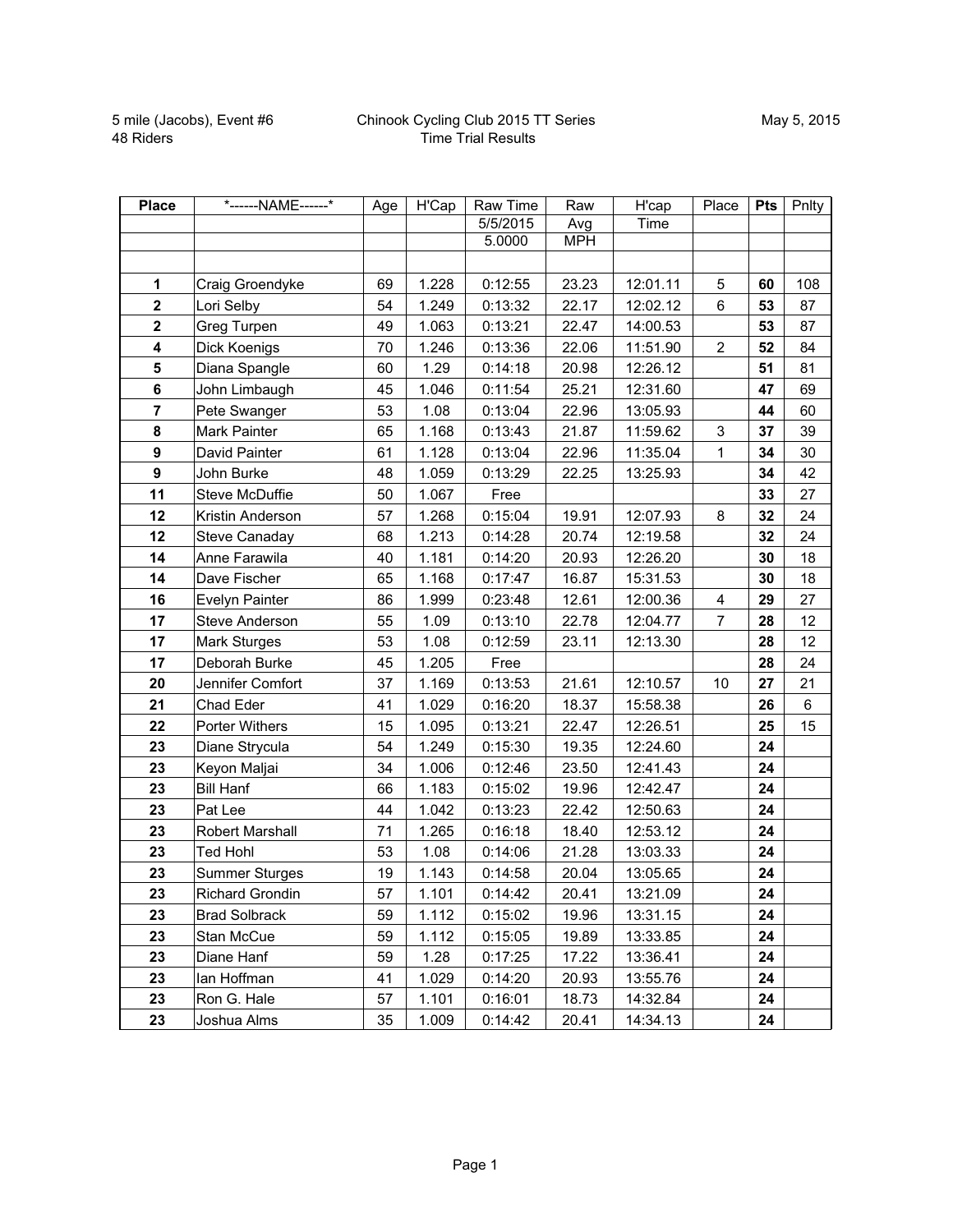5 mile (Jacobs), Event #6
48 Riders

Chinook Cycling Club 2015 TT Series
Time Trial Results

May 5, 2015

| Place | *------NAME------* | Age | H'Cap | Raw Time | Raw | H'cap | Place | Pts | Pnlty |
|---|---|---|---|---|---|---|---|---|---|
| | | | | 5/5/2015 | Avg | Time | | | |
| | | | | 5.0000 | MPH | | | | |
| | | | | | | | | | |
| **1** | Craig Groendyke | 69 | 1.228 | 0:12:55 | 23.23 | 12:01.11 | 5 | **60** | 108 |
| **2** | Lori Selby | 54 | 1.249 | 0:13:32 | 22.17 | 12:02.12 | 6 | **53** | 87 |
| **2** | Greg Turpen | 49 | 1.063 | 0:13:21 | 22.47 | 14:00.53 | | **53** | 87 |
| **4** | Dick Koenigs | 70 | 1.246 | 0:13:36 | 22.06 | 11:51.90 | 2 | **52** | 84 |
| **5** | Diana Spangle | 60 | 1.29 | 0:14:18 | 20.98 | 12:26.12 | | **51** | 81 |
| **6** | John Limbaugh | 45 | 1.046 | 0:11:54 | 25.21 | 12:31.60 | | **47** | 69 |
| **7** | Pete Swanger | 53 | 1.08 | 0:13:04 | 22.96 | 13:05.93 | | **44** | 60 |
| **8** | Mark Painter | 65 | 1.168 | 0:13:43 | 21.87 | 11:59.62 | 3 | **37** | 39 |
| **9** | David Painter | 61 | 1.128 | 0:13:04 | 22.96 | 11:35.04 | 1 | **34** | 30 |
| **9** | John Burke | 48 | 1.059 | 0:13:29 | 22.25 | 13:25.93 | | **34** | 42 |
| **11** | Steve McDuffie | 50 | 1.067 | Free | | | | **33** | 27 |
| **12** | Kristin Anderson | 57 | 1.268 | 0:15:04 | 19.91 | 12:07.93 | 8 | **32** | 24 |
| **12** | Steve Canaday | 68 | 1.213 | 0:14:28 | 20.74 | 12:19.58 | | **32** | 24 |
| **14** | Anne Farawila | 40 | 1.181 | 0:14:20 | 20.93 | 12:26.20 | | **30** | 18 |
| **14** | Dave Fischer | 65 | 1.168 | 0:17:47 | 16.87 | 15:31.53 | | **30** | 18 |
| **16** | Evelyn Painter | 86 | 1.999 | 0:23:48 | 12.61 | 12:00.36 | 4 | **29** | 27 |
| **17** | Steve Anderson | 55 | 1.09 | 0:13:10 | 22.78 | 12:04.77 | 7 | **28** | 12 |
| **17** | Mark Sturges | 53 | 1.08 | 0:12:59 | 23.11 | 12:13.30 | | **28** | 12 |
| **17** | Deborah Burke | 45 | 1.205 | Free | | | | **28** | 24 |
| **20** | Jennifer Comfort | 37 | 1.169 | 0:13:53 | 21.61 | 12:10.57 | 10 | **27** | 21 |
| **21** | Chad Eder | 41 | 1.029 | 0:16:20 | 18.37 | 15:58.38 | | **26** | 6 |
| **22** | Porter Withers | 15 | 1.095 | 0:13:21 | 22.47 | 12:26.51 | | **25** | 15 |
| **23** | Diane Strycula | 54 | 1.249 | 0:15:30 | 19.35 | 12:24.60 | | **24** | |
| **23** | Keyon Maljai | 34 | 1.006 | 0:12:46 | 23.50 | 12:41.43 | | **24** | |
| **23** | Bill Hanf | 66 | 1.183 | 0:15:02 | 19.96 | 12:42.47 | | **24** | |
| **23** | Pat Lee | 44 | 1.042 | 0:13:23 | 22.42 | 12:50.63 | | **24** | |
| **23** | Robert Marshall | 71 | 1.265 | 0:16:18 | 18.40 | 12:53.12 | | **24** | |
| **23** | Ted Hohl | 53 | 1.08 | 0:14:06 | 21.28 | 13:03.33 | | **24** | |
| **23** | Summer Sturges | 19 | 1.143 | 0:14:58 | 20.04 | 13:05.65 | | **24** | |
| **23** | Richard Grondin | 57 | 1.101 | 0:14:42 | 20.41 | 13:21.09 | | **24** | |
| **23** | Brad Solbrack | 59 | 1.112 | 0:15:02 | 19.96 | 13:31.15 | | **24** | |
| **23** | Stan McCue | 59 | 1.112 | 0:15:05 | 19.89 | 13:33.85 | | **24** | |
| **23** | Diane Hanf | 59 | 1.28 | 0:17:25 | 17.22 | 13:36.41 | | **24** | |
| **23** | Ian Hoffman | 41 | 1.029 | 0:14:20 | 20.93 | 13:55.76 | | **24** | |
| **23** | Ron G. Hale | 57 | 1.101 | 0:16:01 | 18.73 | 14:32.84 | | **24** | |
| **23** | Joshua Alms | 35 | 1.009 | 0:14:42 | 20.41 | 14:34.13 | | **24** | |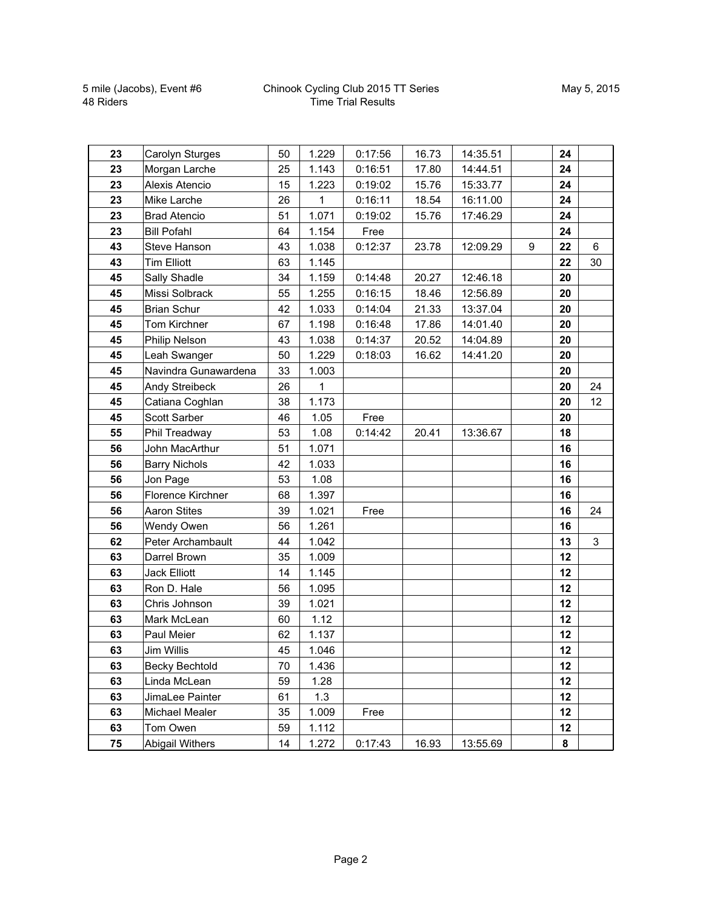5 mile (Jacobs), Event #6
48 Riders

Chinook Cycling Club 2015 TT Series
Time Trial Results

May 5, 2015

| | | | | | | | | | |
|---|---|---|---|---|---|---|---|---|---|
| **23** | Carolyn Sturges | 50 | 1.229 | 0:17:56 | 16.73 | 14:35.51 | | **24** | |
| **23** | Morgan Larche | 25 | 1.143 | 0:16:51 | 17.80 | 14:44.51 | | **24** | |
| **23** | Alexis Atencio | 15 | 1.223 | 0:19:02 | 15.76 | 15:33.77 | | **24** | |
| **23** | Mike Larche | 26 | 1 | 0:16:11 | 18.54 | 16:11.00 | | **24** | |
| **23** | Brad Atencio | 51 | 1.071 | 0:19:02 | 15.76 | 17:46.29 | | **24** | |
| **23** | Bill Pofahl | 64 | 1.154 | Free | | | | **24** | |
| **43** | Steve Hanson | 43 | 1.038 | 0:12:37 | 23.78 | 12:09.29 | 9 | **22** | 6 |
| **43** | Tim Elliott | 63 | 1.145 | | | | | **22** | 30 |
| **45** | Sally Shadle | 34 | 1.159 | 0:14:48 | 20.27 | 12:46.18 | | **20** | |
| **45** | Missi Solbrack | 55 | 1.255 | 0:16:15 | 18.46 | 12:56.89 | | **20** | |
| **45** | Brian Schur | 42 | 1.033 | 0:14:04 | 21.33 | 13:37.04 | | **20** | |
| **45** | Tom Kirchner | 67 | 1.198 | 0:16:48 | 17.86 | 14:01.40 | | **20** | |
| **45** | Philip Nelson | 43 | 1.038 | 0:14:37 | 20.52 | 14:04.89 | | **20** | |
| **45** | Leah Swanger | 50 | 1.229 | 0:18:03 | 16.62 | 14:41.20 | | **20** | |
| **45** | Navindra Gunawardena | 33 | 1.003 | | | | | **20** | |
| **45** | Andy Streibeck | 26 | 1 | | | | | **20** | 24 |
| **45** | Catiana Coghlan | 38 | 1.173 | | | | | **20** | 12 |
| **45** | Scott Sarber | 46 | 1.05 | Free | | | | **20** | |
| **55** | Phil Treadway | 53 | 1.08 | 0:14:42 | 20.41 | 13:36.67 | | **18** | |
| **56** | John MacArthur | 51 | 1.071 | | | | | **16** | |
| **56** | Barry Nichols | 42 | 1.033 | | | | | **16** | |
| **56** | Jon Page | 53 | 1.08 | | | | | **16** | |
| **56** | Florence Kirchner | 68 | 1.397 | | | | | **16** | |
| **56** | Aaron Stites | 39 | 1.021 | Free | | | | **16** | 24 |
| **56** | Wendy Owen | 56 | 1.261 | | | | | **16** | |
| **62** | Peter Archambault | 44 | 1.042 | | | | | **13** | 3 |
| **63** | Darrel Brown | 35 | 1.009 | | | | | **12** | |
| **63** | Jack Elliott | 14 | 1.145 | | | | | **12** | |
| **63** | Ron D. Hale | 56 | 1.095 | | | | | **12** | |
| **63** | Chris Johnson | 39 | 1.021 | | | | | **12** | |
| **63** | Mark McLean | 60 | 1.12 | | | | | **12** | |
| **63** | Paul Meier | 62 | 1.137 | | | | | **12** | |
| **63** | Jim Willis | 45 | 1.046 | | | | | **12** | |
| **63** | Becky Bechtold | 70 | 1.436 | | | | | **12** | |
| **63** | Linda McLean | 59 | 1.28 | | | | | **12** | |
| **63** | JimaLee Painter | 61 | 1.3 | | | | | **12** | |
| **63** | Michael Mealer | 35 | 1.009 | Free | | | | **12** | |
| **63** | Tom Owen | 59 | 1.112 | | | | | **12** | |
| **75** | Abigail Withers | 14 | 1.272 | 0:17:43 | 16.93 | 13:55.69 | | **8** | |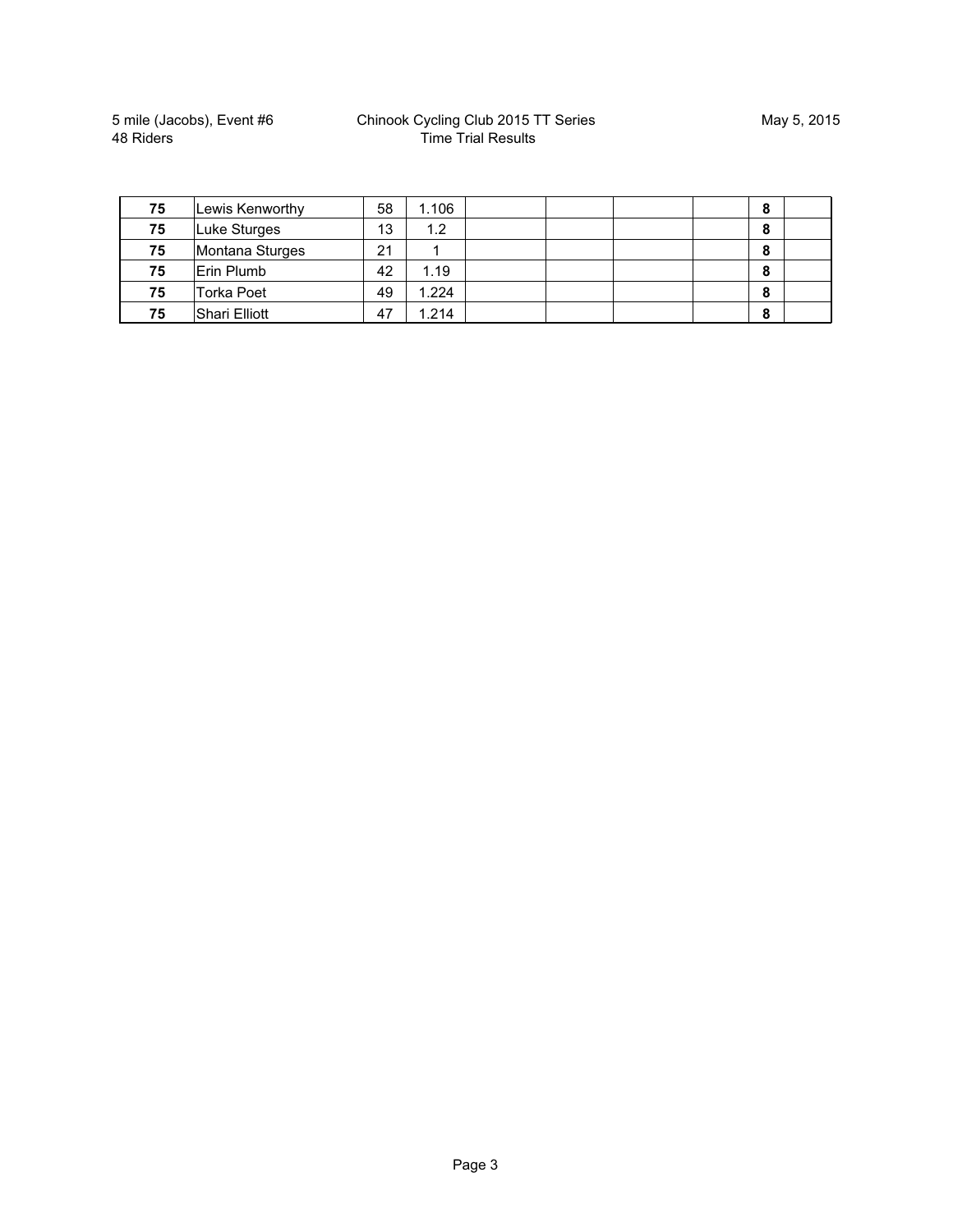| | | | | | | | | | |
|---|---|---|---|---|---|---|---|---|---|
| **75** | Lewis Kenworthy | 58 | 1.106 | | | | | **8** | |
| **75** | Luke Sturges | 13 | 1.2 | | | | | **8** | |
| **75** | Montana Sturges | 21 | 1 | | | | | **8** | |
| **75** | Erin Plumb | 42 | 1.19 | | | | | **8** | |
| **75** | Torka Poet | 49 | 1.224 | | | | | **8** | |
| **75** | Shari Elliott | 47 | 1.214 | | | | | **8** | |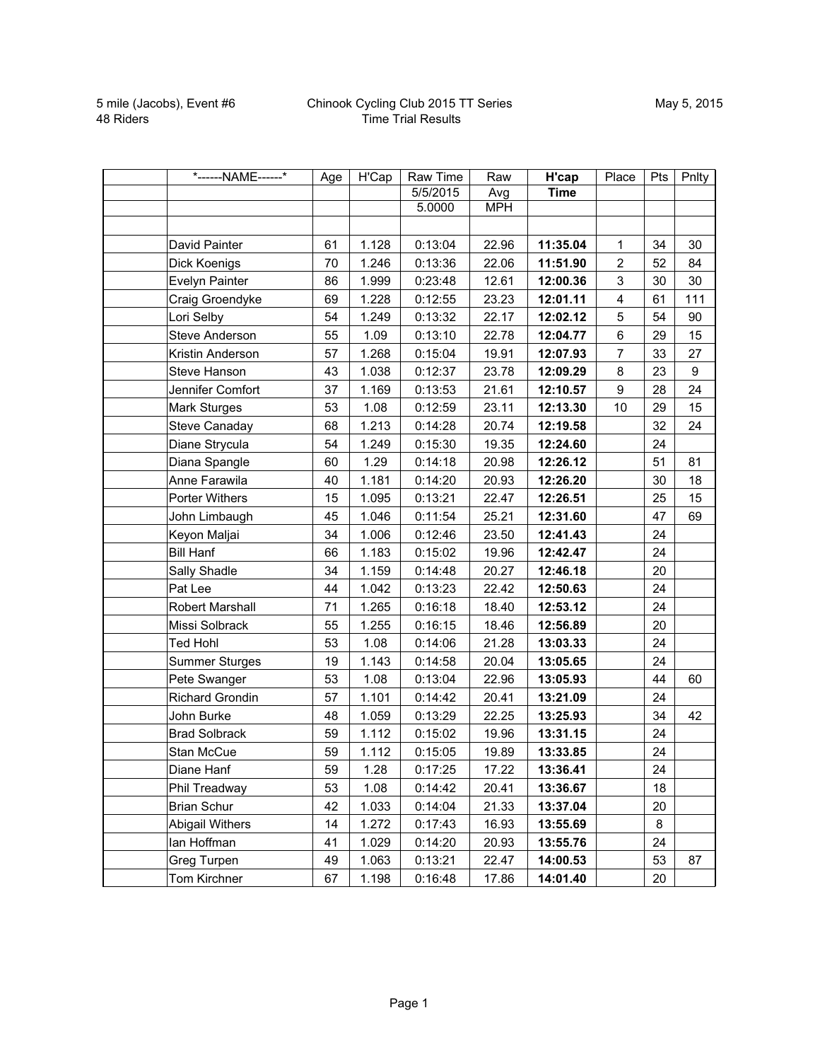5 mile (Jacobs), Event #6
48 Riders

Chinook Cycling Club 2015 TT Series
Time Trial Results

May 5, 2015

| | *------NAME------* | Age | H'Cap | Raw Time | Raw | **H'cap** | Place | Pts | Pnlty |
|---|---|---|---|---|---|---|---|---|---|
| | | | | 5/5/2015 | Avg | **Time** | | | |
| | | | | 5.0000 | MPH | | | | |
| | | | | | | | | | |
| | David Painter | 61 | 1.128 | 0:13:04 | 22.96 | **11:35.04** | 1 | 34 | 30 |
| | Dick Koenigs | 70 | 1.246 | 0:13:36 | 22.06 | **11:51.90** | 2 | 52 | 84 |
| | Evelyn Painter | 86 | 1.999 | 0:23:48 | 12.61 | **12:00.36** | 3 | 30 | 30 |
| | Craig Groendyke | 69 | 1.228 | 0:12:55 | 23.23 | **12:01.11** | 4 | 61 | 111 |
| | Lori Selby | 54 | 1.249 | 0:13:32 | 22.17 | **12:02.12** | 5 | 54 | 90 |
| | Steve Anderson | 55 | 1.09 | 0:13:10 | 22.78 | **12:04.77** | 6 | 29 | 15 |
| | Kristin Anderson | 57 | 1.268 | 0:15:04 | 19.91 | **12:07.93** | 7 | 33 | 27 |
| | Steve Hanson | 43 | 1.038 | 0:12:37 | 23.78 | **12:09.29** | 8 | 23 | 9 |
| | Jennifer Comfort | 37 | 1.169 | 0:13:53 | 21.61 | **12:10.57** | 9 | 28 | 24 |
| | Mark Sturges | 53 | 1.08 | 0:12:59 | 23.11 | **12:13.30** | 10 | 29 | 15 |
| | Steve Canaday | 68 | 1.213 | 0:14:28 | 20.74 | **12:19.58** | | 32 | 24 |
| | Diane Strycula | 54 | 1.249 | 0:15:30 | 19.35 | **12:24.60** | | 24 | |
| | Diana Spangle | 60 | 1.29 | 0:14:18 | 20.98 | **12:26.12** | | 51 | 81 |
| | Anne Farawila | 40 | 1.181 | 0:14:20 | 20.93 | **12:26.20** | | 30 | 18 |
| | Porter Withers | 15 | 1.095 | 0:13:21 | 22.47 | **12:26.51** | | 25 | 15 |
| | John Limbaugh | 45 | 1.046 | 0:11:54 | 25.21 | **12:31.60** | | 47 | 69 |
| | Keyon Maljai | 34 | 1.006 | 0:12:46 | 23.50 | **12:41.43** | | 24 | |
| | Bill Hanf | 66 | 1.183 | 0:15:02 | 19.96 | **12:42.47** | | 24 | |
| | Sally Shadle | 34 | 1.159 | 0:14:48 | 20.27 | **12:46.18** | | 20 | |
| | Pat Lee | 44 | 1.042 | 0:13:23 | 22.42 | **12:50.63** | | 24 | |
| | Robert Marshall | 71 | 1.265 | 0:16:18 | 18.40 | **12:53.12** | | 24 | |
| | Missi Solbrack | 55 | 1.255 | 0:16:15 | 18.46 | **12:56.89** | | 20 | |
| | Ted Hohl | 53 | 1.08 | 0:14:06 | 21.28 | **13:03.33** | | 24 | |
| | Summer Sturges | 19 | 1.143 | 0:14:58 | 20.04 | **13:05.65** | | 24 | |
| | Pete Swanger | 53 | 1.08 | 0:13:04 | 22.96 | **13:05.93** | | 44 | 60 |
| | Richard Grondin | 57 | 1.101 | 0:14:42 | 20.41 | **13:21.09** | | 24 | |
| | John Burke | 48 | 1.059 | 0:13:29 | 22.25 | **13:25.93** | | 34 | 42 |
| | Brad Solbrack | 59 | 1.112 | 0:15:02 | 19.96 | **13:31.15** | | 24 | |
| | Stan McCue | 59 | 1.112 | 0:15:05 | 19.89 | **13:33.85** | | 24 | |
| | Diane Hanf | 59 | 1.28 | 0:17:25 | 17.22 | **13:36.41** | | 24 | |
| | Phil Treadway | 53 | 1.08 | 0:14:42 | 20.41 | **13:36.67** | | 18 | |
| | Brian Schur | 42 | 1.033 | 0:14:04 | 21.33 | **13:37.04** | | 20 | |
| | Abigail Withers | 14 | 1.272 | 0:17:43 | 16.93 | **13:55.69** | | 8 | |
| | Ian Hoffman | 41 | 1.029 | 0:14:20 | 20.93 | **13:55.76** | | 24 | |
| | Greg Turpen | 49 | 1.063 | 0:13:21 | 22.47 | **14:00.53** | | 53 | 87 |
| | Tom Kirchner | 67 | 1.198 | 0:16:48 | 17.86 | **14:01.40** | | 20 | |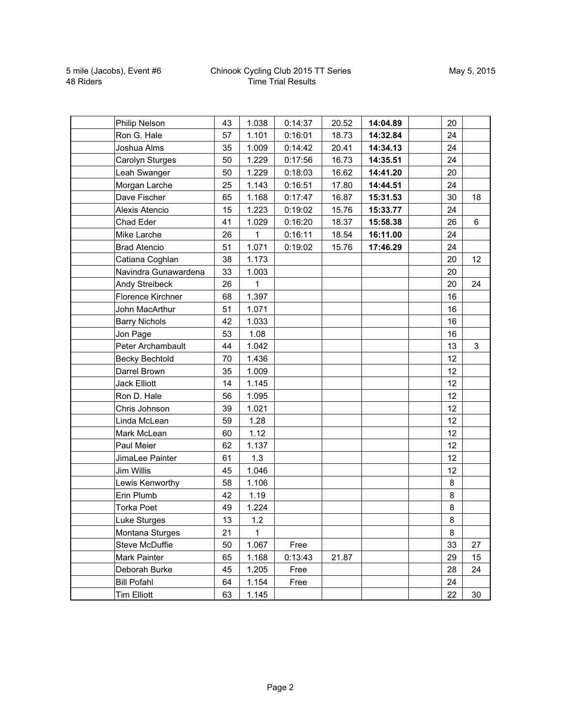5 mile (Jacobs), Event #6
48 Riders

Chinook Cycling Club 2015 TT Series
Time Trial Results

May 5, 2015

| | | | | | | | | | |
|---|---|---|---|---|---|---|---|---|---|
| | Philip Nelson | 43 | 1.038 | 0:14:37 | 20.52 | **14:04.89** | | 20 | |
| | Ron G. Hale | 57 | 1.101 | 0:16:01 | 18.73 | **14:32.84** | | 24 | |
| | Joshua Alms | 35 | 1.009 | 0:14:42 | 20.41 | **14:34.13** | | 24 | |
| | Carolyn Sturges | 50 | 1.229 | 0:17:56 | 16.73 | **14:35.51** | | 24 | |
| | Leah Swanger | 50 | 1.229 | 0:18:03 | 16.62 | **14:41.20** | | 20 | |
| | Morgan Larche | 25 | 1.143 | 0:16:51 | 17.80 | **14:44.51** | | 24 | |
| | Dave Fischer | 65 | 1.168 | 0:17:47 | 16.87 | **15:31.53** | | 30 | 18 |
| | Alexis Atencio | 15 | 1.223 | 0:19:02 | 15.76 | **15:33.77** | | 24 | |
| | Chad Eder | 41 | 1.029 | 0:16:20 | 18.37 | **15:58.38** | | 26 | 6 |
| | Mike Larche | 26 | 1 | 0:16:11 | 18.54 | **16:11.00** | | 24 | |
| | Brad Atencio | 51 | 1.071 | 0:19:02 | 15.76 | **17:46.29** | | 24 | |
| | Catiana Coghlan | 38 | 1.173 | | | | | 20 | 12 |
| | Navindra Gunawardena | 33 | 1.003 | | | | | 20 | |
| | Andy Streibeck | 26 | 1 | | | | | 20 | 24 |
| | Florence Kirchner | 68 | 1.397 | | | | | 16 | |
| | John MacArthur | 51 | 1.071 | | | | | 16 | |
| | Barry Nichols | 42 | 1.033 | | | | | 16 | |
| | Jon Page | 53 | 1.08 | | | | | 16 | |
| | Peter Archambault | 44 | 1.042 | | | | | 13 | 3 |
| | Becky Bechtold | 70 | 1.436 | | | | | 12 | |
| | Darrel Brown | 35 | 1.009 | | | | | 12 | |
| | Jack Elliott | 14 | 1.145 | | | | | 12 | |
| | Ron D. Hale | 56 | 1.095 | | | | | 12 | |
| | Chris Johnson | 39 | 1.021 | | | | | 12 | |
| | Linda McLean | 59 | 1.28 | | | | | 12 | |
| | Mark McLean | 60 | 1.12 | | | | | 12 | |
| | Paul Meier | 62 | 1.137 | | | | | 12 | |
| | JimaLee Painter | 61 | 1.3 | | | | | 12 | |
| | Jim Willis | 45 | 1.046 | | | | | 12 | |
| | Lewis Kenworthy | 58 | 1.106 | | | | | 8 | |
| | Erin Plumb | 42 | 1.19 | | | | | 8 | |
| | Torka Poet | 49 | 1.224 | | | | | 8 | |
| | Luke Sturges | 13 | 1.2 | | | | | 8 | |
| | Montana Sturges | 21 | 1 | | | | | 8 | |
| | Steve McDuffie | 50 | 1.067 | Free | | | | 33 | 27 |
| | Mark Painter | 65 | 1.168 | 0:13:43 | 21.87 | | | 29 | 15 |
| | Deborah Burke | 45 | 1.205 | Free | | | | 28 | 24 |
| | Bill Pofahl | 64 | 1.154 | Free | | | | 24 | |
| | Tim Elliott | 63 | 1.145 | | | | | 22 | 30 |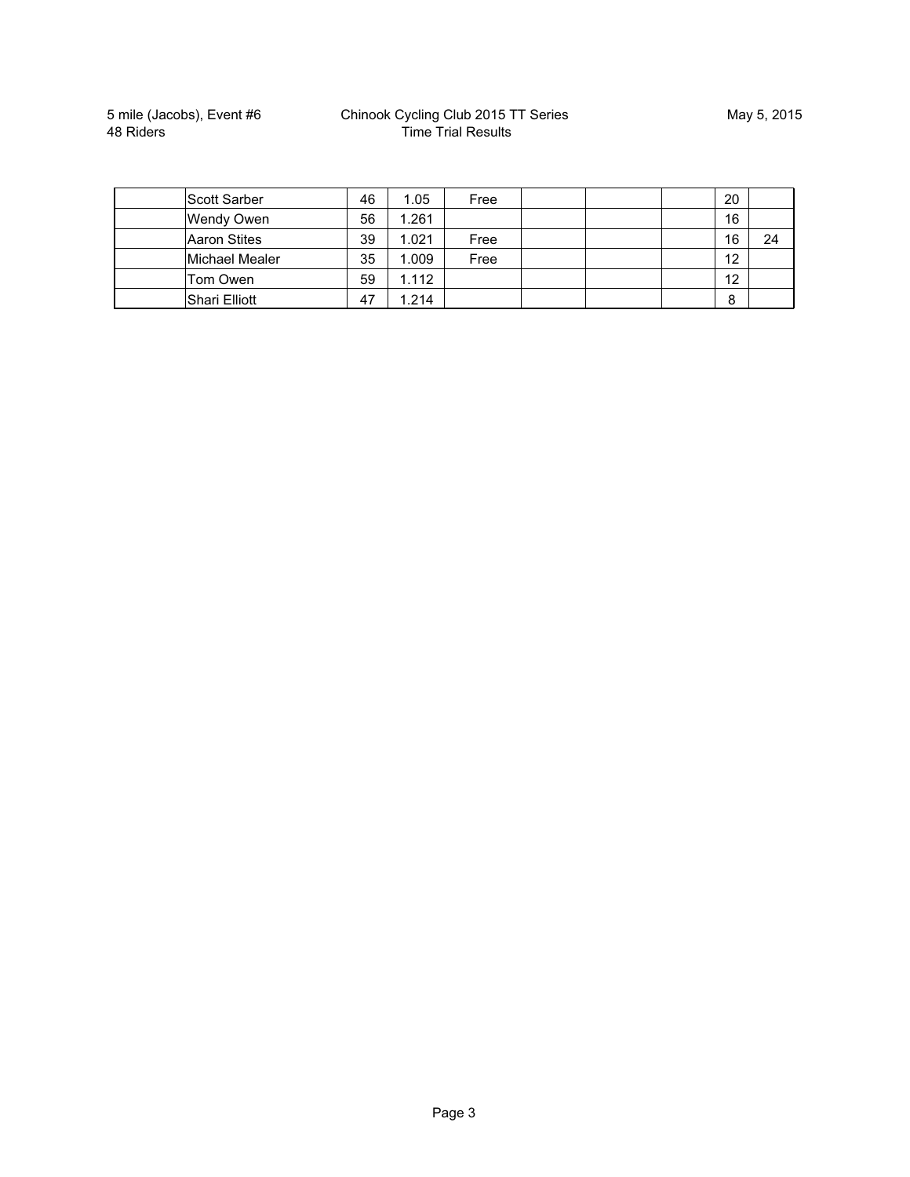| | | | | | | | | | |
|---|---|---|---|---|---|---|---|---|---|
| | Scott Sarber | 46 | 1.05 | Free | | | | 20 | |
| | Wendy Owen | 56 | 1.261 | | | | | 16 | |
| | Aaron Stites | 39 | 1.021 | Free | | | | 16 | 24 |
| | Michael Mealer | 35 | 1.009 | Free | | | | 12 | |
| | Tom Owen | 59 | 1.112 | | | | | 12 | |
| | Shari Elliott | 47 | 1.214 | | | | | 8 | |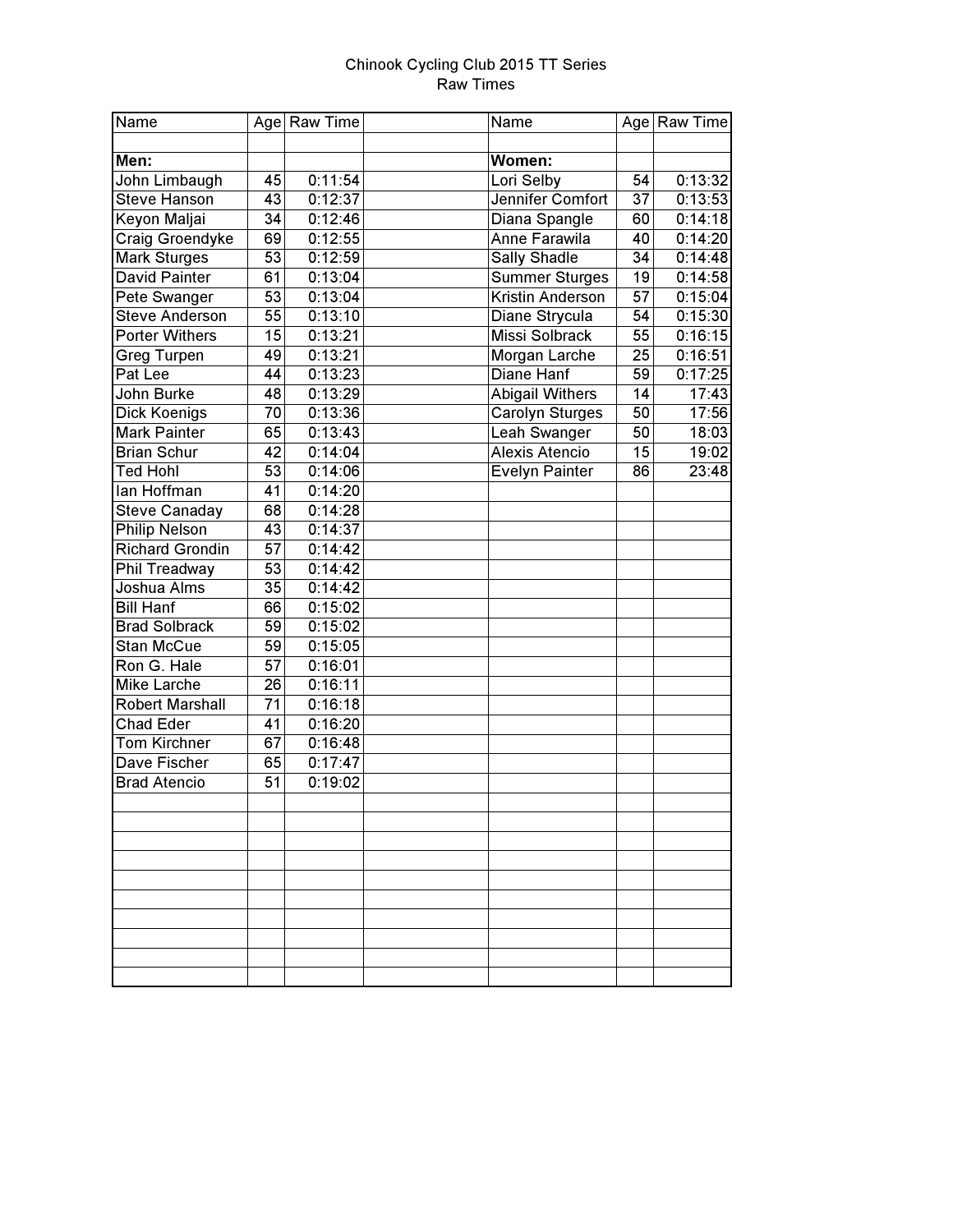Chinook Cycling Club 2015 TT Series
Raw Times

| Name | Age | Raw Time | | Name | Age | Raw Time |
|---|---|---|---|---|---|---|
| | | | | | | |
| **Men:** | | | | **Women:** | | |
| John Limbaugh | 45 | 0:11:54 | | Lori Selby | 54 | 0:13:32 |
| Steve Hanson | 43 | 0:12:37 | | Jennifer Comfort | 37 | 0:13:53 |
| Keyon Maljai | 34 | 0:12:46 | | Diana Spangle | 60 | 0:14:18 |
| Craig Groendyke | 69 | 0:12:55 | | Anne Farawila | 40 | 0:14:20 |
| Mark Sturges | 53 | 0:12:59 | | Sally Shadle | 34 | 0:14:48 |
| David Painter | 61 | 0:13:04 | | Summer Sturges | 19 | 0:14:58 |
| Pete Swanger | 53 | 0:13:04 | | Kristin Anderson | 57 | 0:15:04 |
| Steve Anderson | 55 | 0:13:10 | | Diane Strycula | 54 | 0:15:30 |
| Porter Withers | 15 | 0:13:21 | | Missi Solbrack | 55 | 0:16:15 |
| Greg Turpen | 49 | 0:13:21 | | Morgan Larche | 25 | 0:16:51 |
| Pat Lee | 44 | 0:13:23 | | Diane Hanf | 59 | 0:17:25 |
| John Burke | 48 | 0:13:29 | | Abigail Withers | 14 | 17:43 |
| Dick Koenigs | 70 | 0:13:36 | | Carolyn Sturges | 50 | 17:56 |
| Mark Painter | 65 | 0:13:43 | | Leah Swanger | 50 | 18:03 |
| Brian Schur | 42 | 0:14:04 | | Alexis Atencio | 15 | 19:02 |
| Ted Hohl | 53 | 0:14:06 | | Evelyn Painter | 86 | 23:48 |
| Ian Hoffman | 41 | 0:14:20 | | | | |
| Steve Canaday | 68 | 0:14:28 | | | | |
| Philip Nelson | 43 | 0:14:37 | | | | |
| Richard Grondin | 57 | 0:14:42 | | | | |
| Phil Treadway | 53 | 0:14:42 | | | | |
| Joshua Alms | 35 | 0:14:42 | | | | |
| Bill Hanf | 66 | 0:15:02 | | | | |
| Brad Solbrack | 59 | 0:15:02 | | | | |
| Stan McCue | 59 | 0:15:05 | | | | |
| Ron G. Hale | 57 | 0:16:01 | | | | |
| Mike Larche | 26 | 0:16:11 | | | | |
| Robert Marshall | 71 | 0:16:18 | | | | |
| Chad Eder | 41 | 0:16:20 | | | | |
| Tom Kirchner | 67 | 0:16:48 | | | | |
| Dave Fischer | 65 | 0:17:47 | | | | |
| Brad Atencio | 51 | 0:19:02 | | | | |